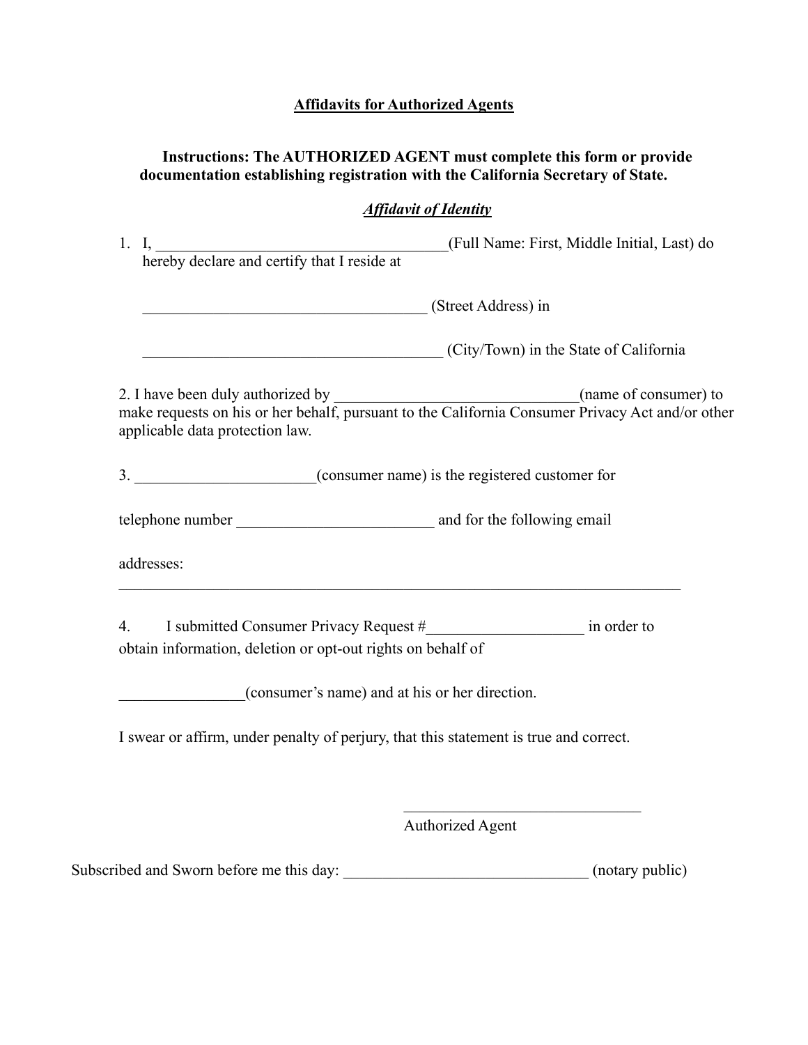# Affidavits for Authorized Agents

**Instructions: The AUTHORIZED AGENT must complete this form or provide documentation establishing registration with the California Secretary of State.**

## ***Affidavit of Identity***

1. I, ______________________________________(Full Name: First, Middle Initial, Last) do hereby declare and certify that I reside at

 _____________________________________ (Street Address) in

 _______________________________________ (City/Town) in the State of California

2. I have been duly authorized by _______________________________(name of consumer) to make requests on his or her behalf, pursuant to the California Consumer Privacy Act and/or other applicable data protection law.

3. _______________________(consumer name) is the registered customer for

telephone number _________________________ and for the following email

addresses: _________________________________________________________________________

4. I submitted Consumer Privacy Request #____________________ in order to obtain information, deletion or opt-out rights on behalf of

________________(consumer's name) and at his or her direction.

I swear or affirm, under penalty of perjury, that this statement is true and correct.

_______________________________
Authorized Agent

Subscribed and Sworn before me this day: _______________________________ (notary public)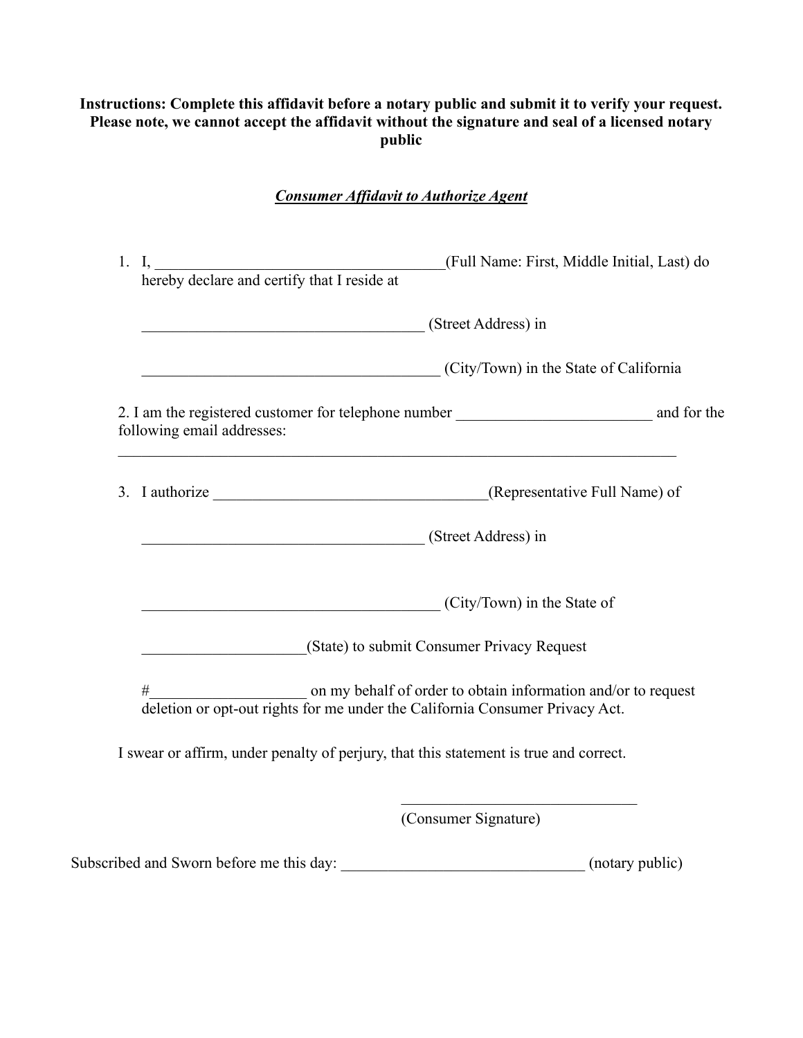**Instructions: Complete this affidavit before a notary public and submit it to verify your request. Please note, we cannot accept the affidavit without the signature and seal of a licensed notary public**

***Consumer Affidavit to Authorize Agent***

1. I, ______________________________________(Full Name: First, Middle Initial, Last) do hereby declare and certify that I reside at

   _____________________________________ (Street Address) in

   ______________________________________ (City/Town) in the State of California

2. I am the registered customer for telephone number _________________________ and for the following email addresses:

   ___________________________________________________________________________

3. I authorize ___________________________________(Representative Full Name) of

   _____________________________________ (Street Address) in

   ______________________________________ (City/Town) in the State of

   _____________________(State) to submit Consumer Privacy Request

   #____________________ on my behalf of order to obtain information and/or to request deletion or opt-out rights for me under the California Consumer Privacy Act.

I swear or affirm, under penalty of perjury, that this statement is true and correct.

_______________________________
(Consumer Signature)

Subscribed and Sworn before me this day: _______________________________ (notary public)